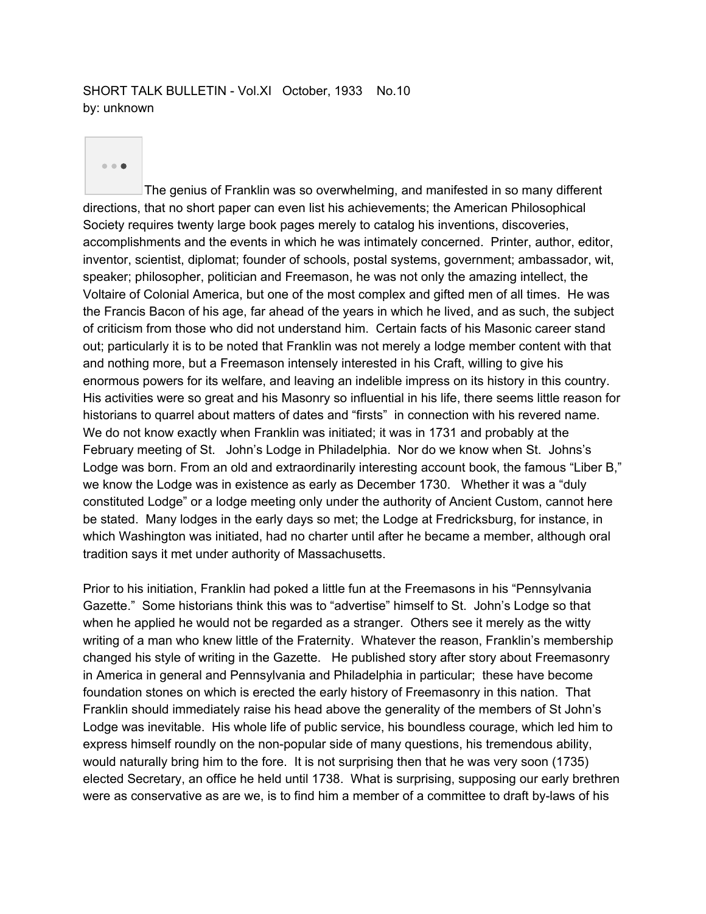SHORT TALK BULLETIN - Vol.XI October, 1933 No.10
by: unknown

The genius of Franklin was so overwhelming, and manifested in so many different directions, that no short paper can even list his achievements; the American Philosophical Society requires twenty large book pages merely to catalog his inventions, discoveries, accomplishments and the events in which he was intimately concerned. Printer, author, editor, inventor, scientist, diplomat; founder of schools, postal systems, government; ambassador, wit, speaker; philosopher, politician and Freemason, he was not only the amazing intellect, the Voltaire of Colonial America, but one of the most complex and gifted men of all times. He was the Francis Bacon of his age, far ahead of the years in which he lived, and as such, the subject of criticism from those who did not understand him. Certain facts of his Masonic career stand out; particularly it is to be noted that Franklin was not merely a lodge member content with that and nothing more, but a Freemason intensely interested in his Craft, willing to give his enormous powers for its welfare, and leaving an indelible impress on its history in this country. His activities were so great and his Masonry so influential in his life, there seems little reason for historians to quarrel about matters of dates and "firsts" in connection with his revered name. We do not know exactly when Franklin was initiated; it was in 1731 and probably at the February meeting of St. John's Lodge in Philadelphia. Nor do we know when St. Johns's Lodge was born. From an old and extraordinarily interesting account book, the famous "Liber B," we know the Lodge was in existence as early as December 1730. Whether it was a "duly constituted Lodge" or a lodge meeting only under the authority of Ancient Custom, cannot here be stated. Many lodges in the early days so met; the Lodge at Fredricksburg, for instance, in which Washington was initiated, had no charter until after he became a member, although oral tradition says it met under authority of Massachusetts.

Prior to his initiation, Franklin had poked a little fun at the Freemasons in his "Pennsylvania Gazette." Some historians think this was to "advertise" himself to St. John's Lodge so that when he applied he would not be regarded as a stranger. Others see it merely as the witty writing of a man who knew little of the Fraternity. Whatever the reason, Franklin's membership changed his style of writing in the Gazette. He published story after story about Freemasonry in America in general and Pennsylvania and Philadelphia in particular; these have become foundation stones on which is erected the early history of Freemasonry in this nation. That Franklin should immediately raise his head above the generality of the members of St John's Lodge was inevitable. His whole life of public service, his boundless courage, which led him to express himself roundly on the non-popular side of many questions, his tremendous ability, would naturally bring him to the fore. It is not surprising then that he was very soon (1735) elected Secretary, an office he held until 1738. What is surprising, supposing our early brethren were as conservative as are we, is to find him a member of a committee to draft by-laws of his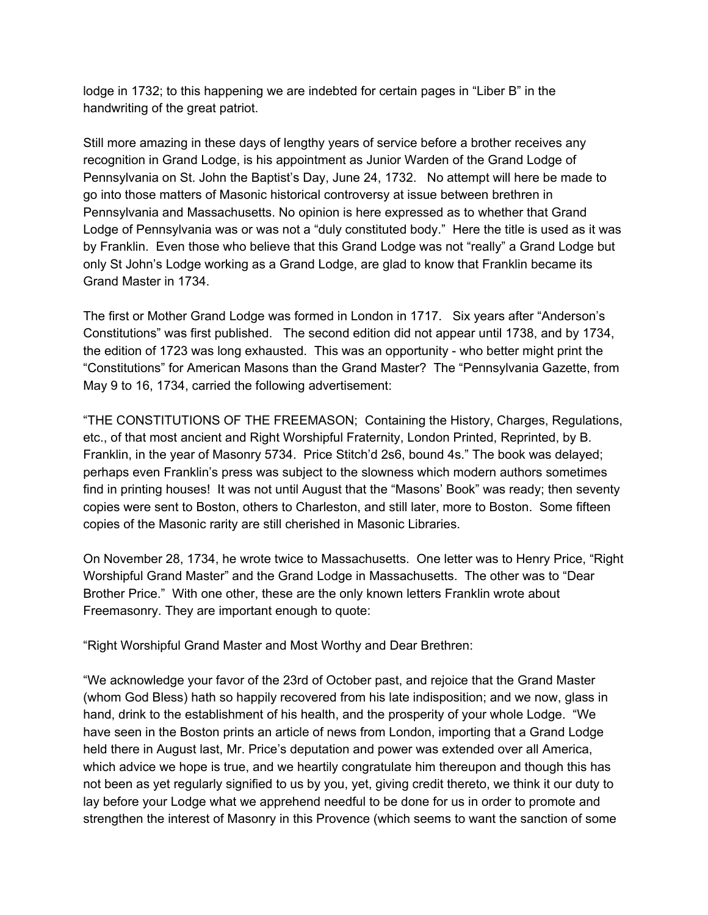lodge in 1732; to this happening we are indebted for certain pages in "Liber B" in the handwriting of the great patriot.

Still more amazing in these days of lengthy years of service before a brother receives any recognition in Grand Lodge, is his appointment as Junior Warden of the Grand Lodge of Pennsylvania on St. John the Baptist's Day, June 24, 1732. No attempt will here be made to go into those matters of Masonic historical controversy at issue between brethren in Pennsylvania and Massachusetts. No opinion is here expressed as to whether that Grand Lodge of Pennsylvania was or was not a "duly constituted body." Here the title is used as it was by Franklin. Even those who believe that this Grand Lodge was not "really" a Grand Lodge but only St John's Lodge working as a Grand Lodge, are glad to know that Franklin became its Grand Master in 1734.

The first or Mother Grand Lodge was formed in London in 1717. Six years after "Anderson's Constitutions" was first published. The second edition did not appear until 1738, and by 1734, the edition of 1723 was long exhausted. This was an opportunity - who better might print the "Constitutions" for American Masons than the Grand Master? The "Pennsylvania Gazette, from May 9 to 16, 1734, carried the following advertisement:

"THE CONSTITUTIONS OF THE FREEMASON; Containing the History, Charges, Regulations, etc., of that most ancient and Right Worshipful Fraternity, London Printed, Reprinted, by B. Franklin, in the year of Masonry 5734. Price Stitch'd 2s6, bound 4s." The book was delayed; perhaps even Franklin's press was subject to the slowness which modern authors sometimes find in printing houses! It was not until August that the "Masons' Book" was ready; then seventy copies were sent to Boston, others to Charleston, and still later, more to Boston. Some fifteen copies of the Masonic rarity are still cherished in Masonic Libraries.

On November 28, 1734, he wrote twice to Massachusetts. One letter was to Henry Price, "Right Worshipful Grand Master" and the Grand Lodge in Massachusetts. The other was to "Dear Brother Price." With one other, these are the only known letters Franklin wrote about Freemasonry. They are important enough to quote:

"Right Worshipful Grand Master and Most Worthy and Dear Brethren:

"We acknowledge your favor of the 23rd of October past, and rejoice that the Grand Master (whom God Bless) hath so happily recovered from his late indisposition; and we now, glass in hand, drink to the establishment of his health, and the prosperity of your whole Lodge. "We have seen in the Boston prints an article of news from London, importing that a Grand Lodge held there in August last, Mr. Price's deputation and power was extended over all America, which advice we hope is true, and we heartily congratulate him thereupon and though this has not been as yet regularly signified to us by you, yet, giving credit thereto, we think it our duty to lay before your Lodge what we apprehend needful to be done for us in order to promote and strengthen the interest of Masonry in this Provence (which seems to want the sanction of some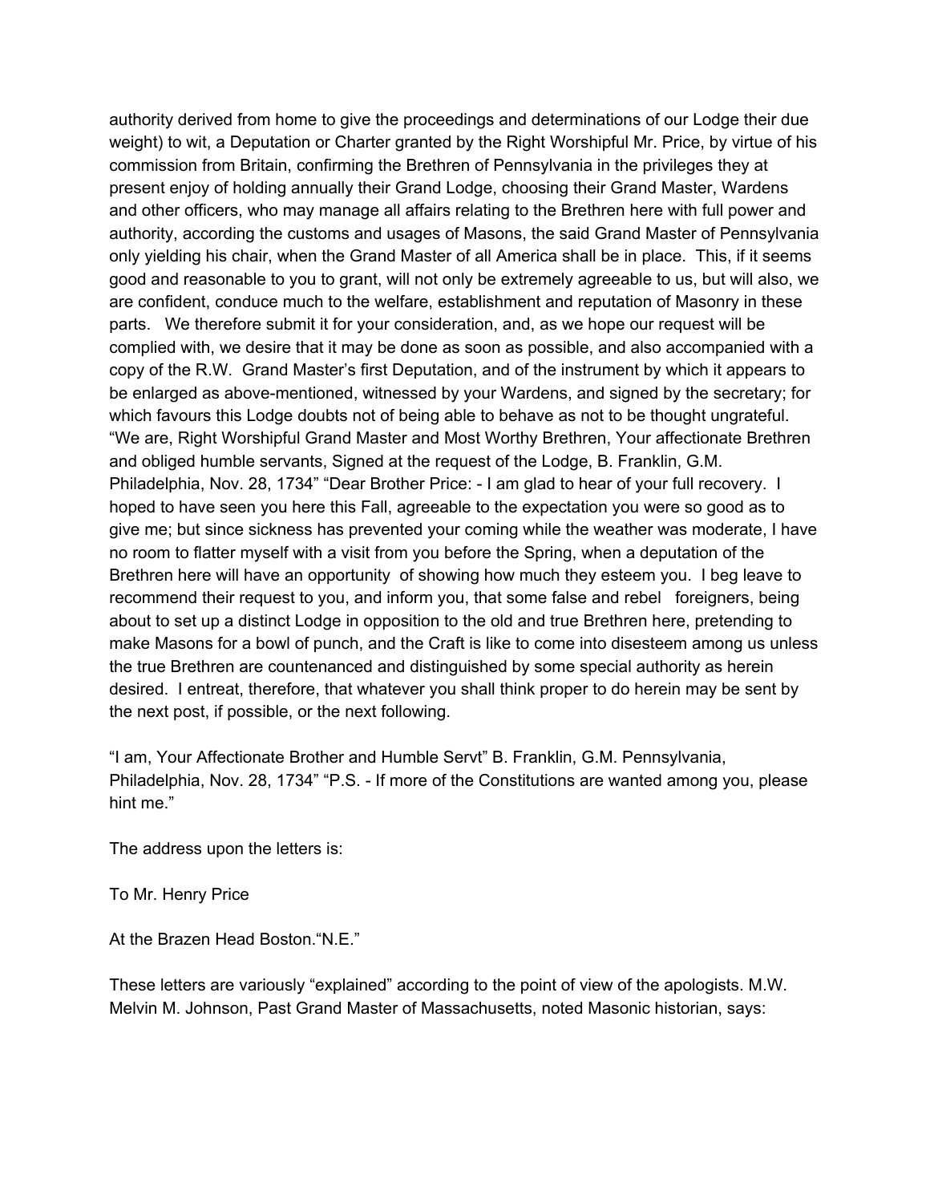authority derived from home to give the proceedings and determinations of our Lodge their due weight) to wit, a Deputation or Charter granted by the Right Worshipful Mr. Price, by virtue of his commission from Britain, confirming the Brethren of Pennsylvania in the privileges they at present enjoy of holding annually their Grand Lodge, choosing their Grand Master, Wardens and other officers, who may manage all affairs relating to the Brethren here with full power and authority, according the customs and usages of Masons, the said Grand Master of Pennsylvania only yielding his chair, when the Grand Master of all America shall be in place. This, if it seems good and reasonable to you to grant, will not only be extremely agreeable to us, but will also, we are confident, conduce much to the welfare, establishment and reputation of Masonry in these parts. We therefore submit it for your consideration, and, as we hope our request will be complied with, we desire that it may be done as soon as possible, and also accompanied with a copy of the R.W. Grand Master's first Deputation, and of the instrument by which it appears to be enlarged as above-mentioned, witnessed by your Wardens, and signed by the secretary; for which favours this Lodge doubts not of being able to behave as not to be thought ungrateful. "We are, Right Worshipful Grand Master and Most Worthy Brethren, Your affectionate Brethren and obliged humble servants, Signed at the request of the Lodge, B. Franklin, G.M. Philadelphia, Nov. 28, 1734" "Dear Brother Price: - I am glad to hear of your full recovery. I hoped to have seen you here this Fall, agreeable to the expectation you were so good as to give me; but since sickness has prevented your coming while the weather was moderate, I have no room to flatter myself with a visit from you before the Spring, when a deputation of the Brethren here will have an opportunity of showing how much they esteem you. I beg leave to recommend their request to you, and inform you, that some false and rebel foreigners, being about to set up a distinct Lodge in opposition to the old and true Brethren here, pretending to make Masons for a bowl of punch, and the Craft is like to come into disesteem among us unless the true Brethren are countenanced and distinguished by some special authority as herein desired. I entreat, therefore, that whatever you shall think proper to do herein may be sent by the next post, if possible, or the next following.

"I am, Your Affectionate Brother and Humble Servt" B. Franklin, G.M. Pennsylvania, Philadelphia, Nov. 28, 1734" "P.S. - If more of the Constitutions are wanted among you, please hint me."

The address upon the letters is:

To Mr. Henry Price

At the Brazen Head Boston."N.E."

These letters are variously "explained" according to the point of view of the apologists. M.W. Melvin M. Johnson, Past Grand Master of Massachusetts, noted Masonic historian, says: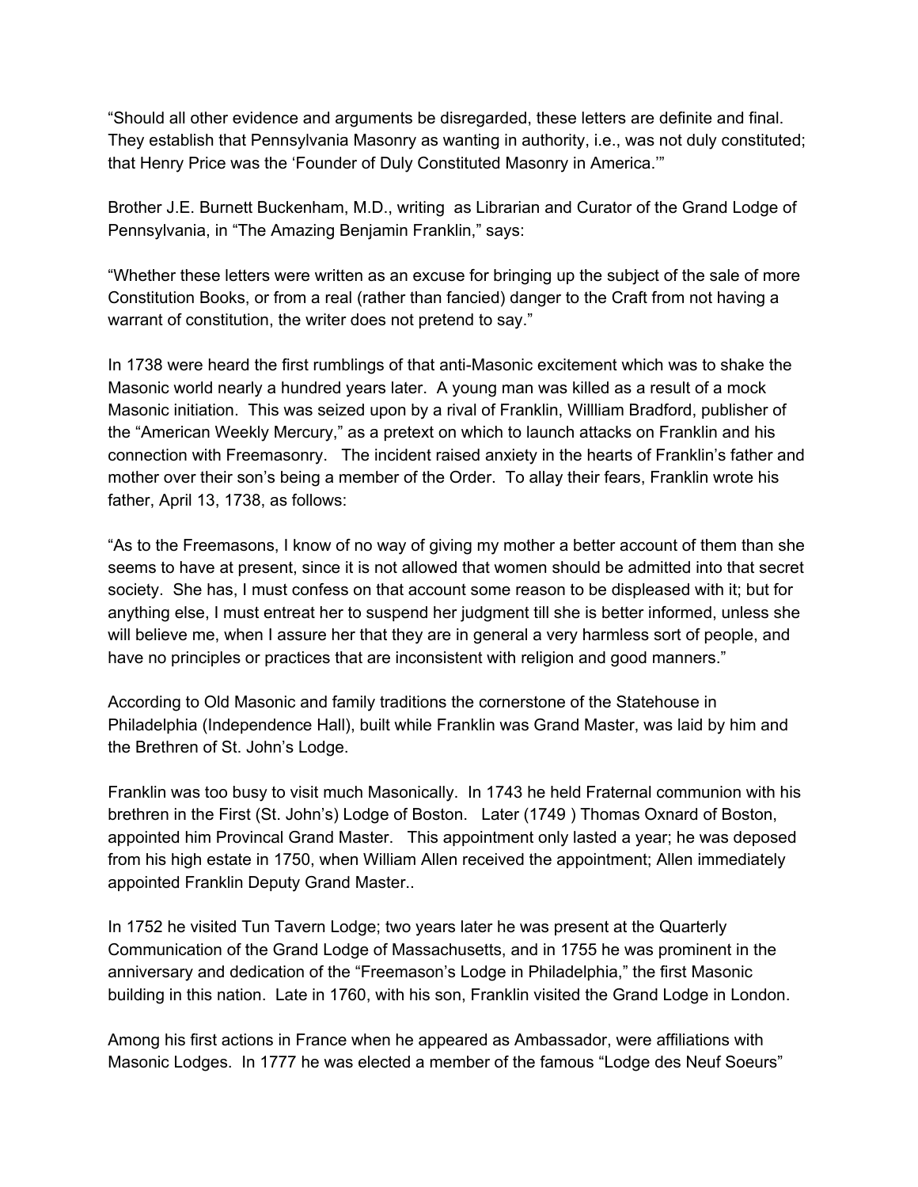“Should all other evidence and arguments be disregarded, these letters are definite and final. They establish that Pennsylvania Masonry as wanting in authority, i.e., was not duly constituted; that Henry Price was the ‘Founder of Duly Constituted Masonry in America.’”

Brother J.E. Burnett Buckenham, M.D., writing as Librarian and Curator of the Grand Lodge of Pennsylvania, in “The Amazing Benjamin Franklin,” says:

“Whether these letters were written as an excuse for bringing up the subject of the sale of more Constitution Books, or from a real (rather than fancied) danger to the Craft from not having a warrant of constitution, the writer does not pretend to say.”

In 1738 were heard the first rumblings of that anti-Masonic excitement which was to shake the Masonic world nearly a hundred years later. A young man was killed as a result of a mock Masonic initiation. This was seized upon by a rival of Franklin, Willliam Bradford, publisher of the “American Weekly Mercury,” as a pretext on which to launch attacks on Franklin and his connection with Freemasonry. The incident raised anxiety in the hearts of Franklin’s father and mother over their son’s being a member of the Order. To allay their fears, Franklin wrote his father, April 13, 1738, as follows:

“As to the Freemasons, I know of no way of giving my mother a better account of them than she seems to have at present, since it is not allowed that women should be admitted into that secret society. She has, I must confess on that account some reason to be displeased with it; but for anything else, I must entreat her to suspend her judgment till she is better informed, unless she will believe me, when I assure her that they are in general a very harmless sort of people, and have no principles or practices that are inconsistent with religion and good manners.”

According to Old Masonic and family traditions the cornerstone of the Statehouse in Philadelphia (Independence Hall), built while Franklin was Grand Master, was laid by him and the Brethren of St. John’s Lodge.

Franklin was too busy to visit much Masonically. In 1743 he held Fraternal communion with his brethren in the First (St. John’s) Lodge of Boston. Later (1749 ) Thomas Oxnard of Boston, appointed him Provincal Grand Master. This appointment only lasted a year; he was deposed from his high estate in 1750, when William Allen received the appointment; Allen immediately appointed Franklin Deputy Grand Master..

In 1752 he visited Tun Tavern Lodge; two years later he was present at the Quarterly Communication of the Grand Lodge of Massachusetts, and in 1755 he was prominent in the anniversary and dedication of the “Freemason’s Lodge in Philadelphia,” the first Masonic building in this nation. Late in 1760, with his son, Franklin visited the Grand Lodge in London.

Among his first actions in France when he appeared as Ambassador, were affiliations with Masonic Lodges. In 1777 he was elected a member of the famous “Lodge des Neuf Soeurs”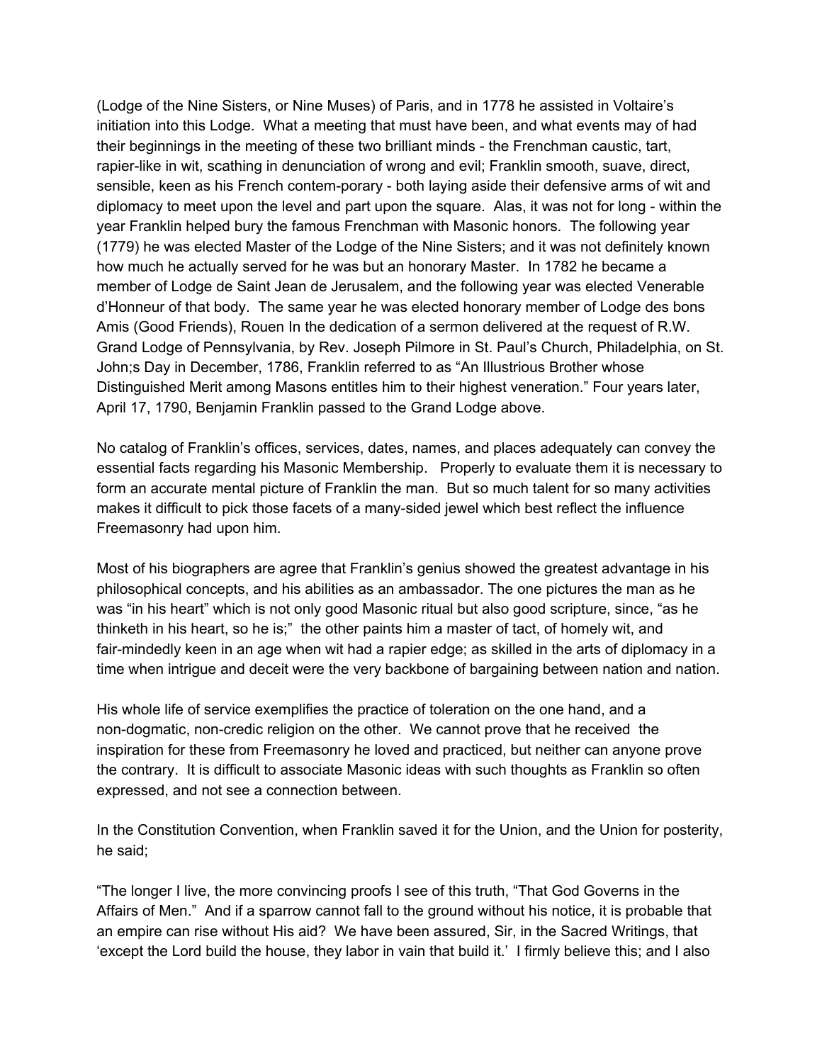(Lodge of the Nine Sisters, or Nine Muses) of Paris, and in 1778 he assisted in Voltaire's initiation into this Lodge. What a meeting that must have been, and what events may of had their beginnings in the meeting of these two brilliant minds - the Frenchman caustic, tart, rapier-like in wit, scathing in denunciation of wrong and evil; Franklin smooth, suave, direct, sensible, keen as his French contem-porary - both laying aside their defensive arms of wit and diplomacy to meet upon the level and part upon the square. Alas, it was not for long - within the year Franklin helped bury the famous Frenchman with Masonic honors. The following year (1779) he was elected Master of the Lodge of the Nine Sisters; and it was not definitely known how much he actually served for he was but an honorary Master. In 1782 he became a member of Lodge de Saint Jean de Jerusalem, and the following year was elected Venerable d'Honneur of that body. The same year he was elected honorary member of Lodge des bons Amis (Good Friends), Rouen In the dedication of a sermon delivered at the request of R.W. Grand Lodge of Pennsylvania, by Rev. Joseph Pilmore in St. Paul's Church, Philadelphia, on St. John;s Day in December, 1786, Franklin referred to as "An Illustrious Brother whose Distinguished Merit among Masons entitles him to their highest veneration." Four years later, April 17, 1790, Benjamin Franklin passed to the Grand Lodge above.

No catalog of Franklin's offices, services, dates, names, and places adequately can convey the essential facts regarding his Masonic Membership. Properly to evaluate them it is necessary to form an accurate mental picture of Franklin the man. But so much talent for so many activities makes it difficult to pick those facets of a many-sided jewel which best reflect the influence Freemasonry had upon him.

Most of his biographers are agree that Franklin's genius showed the greatest advantage in his philosophical concepts, and his abilities as an ambassador. The one pictures the man as he was "in his heart" which is not only good Masonic ritual but also good scripture, since, "as he thinketh in his heart, so he is;" the other paints him a master of tact, of homely wit, and fair-mindedly keen in an age when wit had a rapier edge; as skilled in the arts of diplomacy in a time when intrigue and deceit were the very backbone of bargaining between nation and nation.

His whole life of service exemplifies the practice of toleration on the one hand, and a non-dogmatic, non-credic religion on the other. We cannot prove that he received the inspiration for these from Freemasonry he loved and practiced, but neither can anyone prove the contrary. It is difficult to associate Masonic ideas with such thoughts as Franklin so often expressed, and not see a connection between.

In the Constitution Convention, when Franklin saved it for the Union, and the Union for posterity, he said;

"The longer I live, the more convincing proofs I see of this truth, "That God Governs in the Affairs of Men." And if a sparrow cannot fall to the ground without his notice, it is probable that an empire can rise without His aid? We have been assured, Sir, in the Sacred Writings, that 'except the Lord build the house, they labor in vain that build it.' I firmly believe this; and I also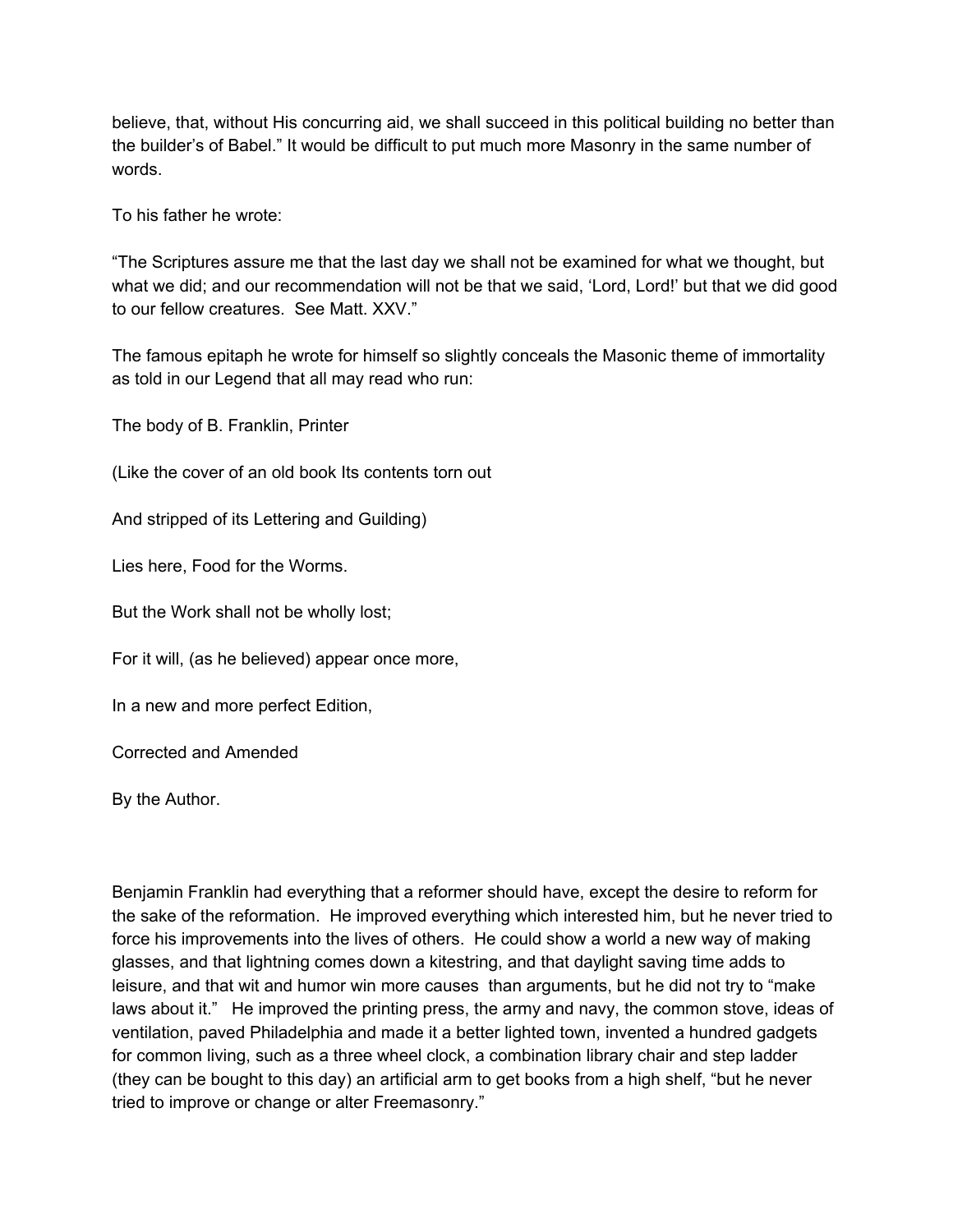believe, that, without His concurring aid, we shall succeed in this political building no better than the builder's of Babel." It would be difficult to put much more Masonry in the same number of words.

To his father he wrote:

"The Scriptures assure me that the last day we shall not be examined for what we thought, but what we did; and our recommendation will not be that we said, 'Lord, Lord!' but that we did good to our fellow creatures. See Matt. XXV."

The famous epitaph he wrote for himself so slightly conceals the Masonic theme of immortality as told in our Legend that all may read who run:

The body of B. Franklin, Printer

(Like the cover of an old book Its contents torn out

And stripped of its Lettering and Guilding)

Lies here, Food for the Worms.

But the Work shall not be wholly lost;

For it will, (as he believed) appear once more,

In a new and more perfect Edition,

Corrected and Amended

By the Author.

Benjamin Franklin had everything that a reformer should have, except the desire to reform for the sake of the reformation. He improved everything which interested him, but he never tried to force his improvements into the lives of others. He could show a world a new way of making glasses, and that lightning comes down a kitestring, and that daylight saving time adds to leisure, and that wit and humor win more causes than arguments, but he did not try to "make laws about it." He improved the printing press, the army and navy, the common stove, ideas of ventilation, paved Philadelphia and made it a better lighted town, invented a hundred gadgets for common living, such as a three wheel clock, a combination library chair and step ladder (they can be bought to this day) an artificial arm to get books from a high shelf, "but he never tried to improve or change or alter Freemasonry."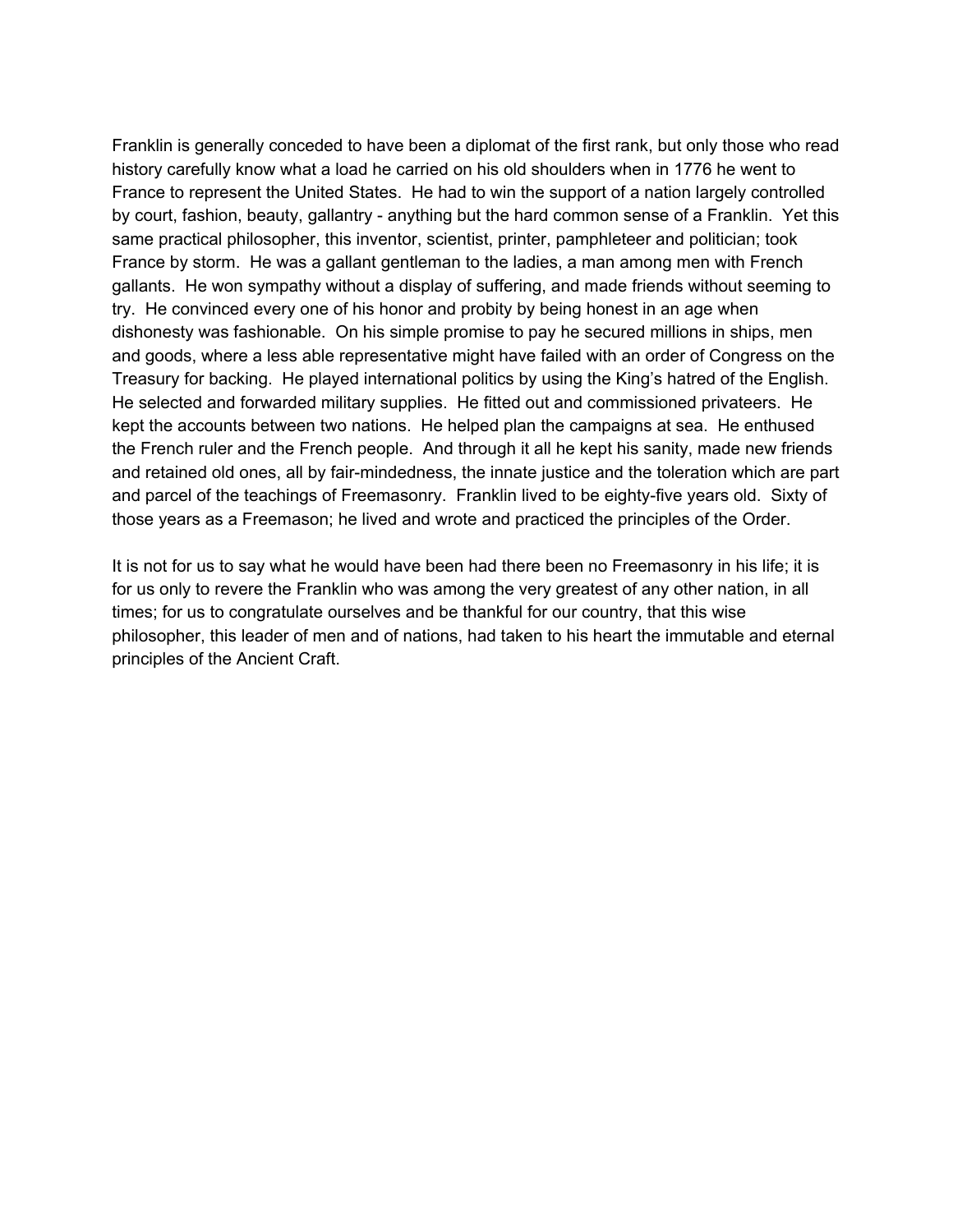Franklin is generally conceded to have been a diplomat of the first rank, but only those who read history carefully know what a load he carried on his old shoulders when in 1776 he went to France to represent the United States. He had to win the support of a nation largely controlled by court, fashion, beauty, gallantry - anything but the hard common sense of a Franklin. Yet this same practical philosopher, this inventor, scientist, printer, pamphleteer and politician; took France by storm. He was a gallant gentleman to the ladies, a man among men with French gallants. He won sympathy without a display of suffering, and made friends without seeming to try. He convinced every one of his honor and probity by being honest in an age when dishonesty was fashionable. On his simple promise to pay he secured millions in ships, men and goods, where a less able representative might have failed with an order of Congress on the Treasury for backing. He played international politics by using the King's hatred of the English. He selected and forwarded military supplies. He fitted out and commissioned privateers. He kept the accounts between two nations. He helped plan the campaigns at sea. He enthused the French ruler and the French people. And through it all he kept his sanity, made new friends and retained old ones, all by fair-mindedness, the innate justice and the toleration which are part and parcel of the teachings of Freemasonry. Franklin lived to be eighty-five years old. Sixty of those years as a Freemason; he lived and wrote and practiced the principles of the Order.

It is not for us to say what he would have been had there been no Freemasonry in his life; it is for us only to revere the Franklin who was among the very greatest of any other nation, in all times; for us to congratulate ourselves and be thankful for our country, that this wise philosopher, this leader of men and of nations, had taken to his heart the immutable and eternal principles of the Ancient Craft.